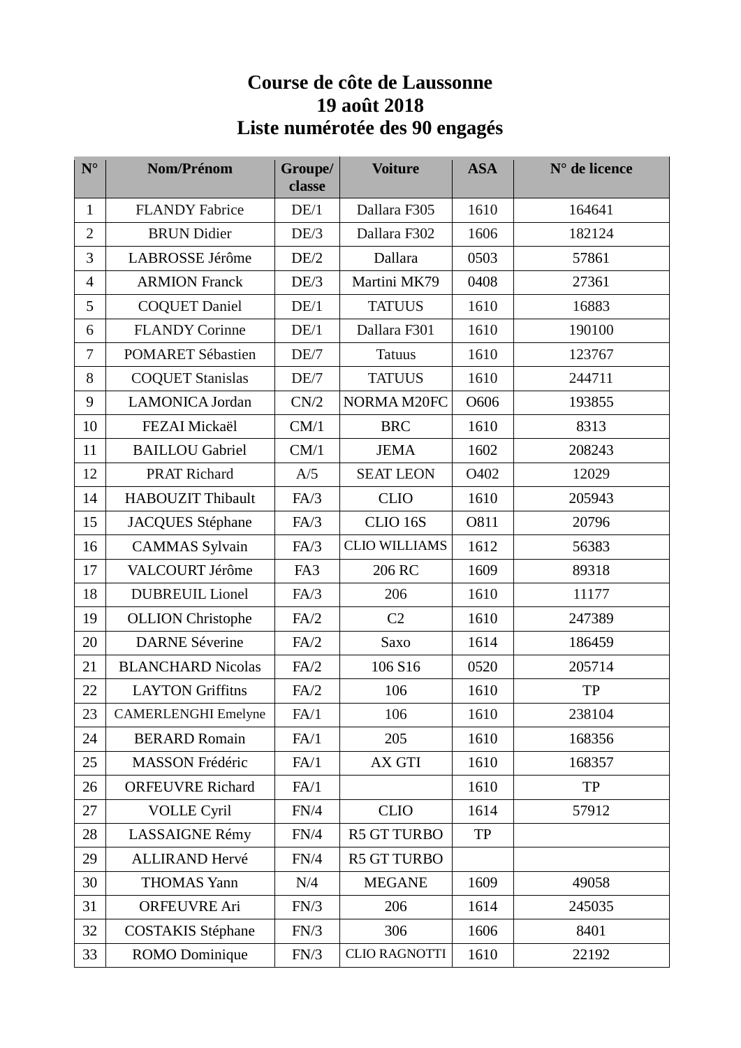# Course de côte de Laussonne
# 19 août 2018
# Liste numérotée des 90 engagés

| N° | Nom/Prénom | Groupe/classe | Voiture | ASA | N° de licence |
|---|---|---|---|---|---|
| 1 | FLANDY Fabrice | DE/1 | Dallara F305 | 1610 | 164641 |
| 2 | BRUN Didier | DE/3 | Dallara F302 | 1606 | 182124 |
| 3 | LABROSSE Jérôme | DE/2 | Dallara | 0503 | 57861 |
| 4 | ARMION Franck | DE/3 | Martini MK79 | 0408 | 27361 |
| 5 | COQUET Daniel | DE/1 | TATUUS | 1610 | 16883 |
| 6 | FLANDY Corinne | DE/1 | Dallara F301 | 1610 | 190100 |
| 7 | POMARET Sébastien | DE/7 | Tatuus | 1610 | 123767 |
| 8 | COQUET Stanislas | DE/7 | TATUUS | 1610 | 244711 |
| 9 | LAMONICA Jordan | CN/2 | NORMA M20FC | O606 | 193855 |
| 10 | FEZAI Mickaël | CM/1 | BRC | 1610 | 8313 |
| 11 | BAILLOU Gabriel | CM/1 | JEMA | 1602 | 208243 |
| 12 | PRAT Richard | A/5 | SEAT LEON | O402 | 12029 |
| 14 | HABOUZIT Thibault | FA/3 | CLIO | 1610 | 205943 |
| 15 | JACQUES Stéphane | FA/3 | CLIO 16S | O811 | 20796 |
| 16 | CAMMAS Sylvain | FA/3 | CLIO WILLIAMS | 1612 | 56383 |
| 17 | VALCOURT Jérôme | FA3 | 206 RC | 1609 | 89318 |
| 18 | DUBREUIL Lionel | FA/3 | 206 | 1610 | 11177 |
| 19 | OLLION Christophe | FA/2 | C2 | 1610 | 247389 |
| 20 | DARNE Séverine | FA/2 | Saxo | 1614 | 186459 |
| 21 | BLANCHARD Nicolas | FA/2 | 106 S16 | 0520 | 205714 |
| 22 | LAYTON Griffitns | FA/2 | 106 | 1610 | TP |
| 23 | CAMERLENGHI Emelyne | FA/1 | 106 | 1610 | 238104 |
| 24 | BERARD Romain | FA/1 | 205 | 1610 | 168356 |
| 25 | MASSON Frédéric | FA/1 | AX GTI | 1610 | 168357 |
| 26 | ORFEUVRE Richard | FA/1 | | 1610 | TP |
| 27 | VOLLE Cyril | FN/4 | CLIO | 1614 | 57912 |
| 28 | LASSAIGNE Rémy | FN/4 | R5 GT TURBO | TP | |
| 29 | ALLIRAND Hervé | FN/4 | R5 GT TURBO | | |
| 30 | THOMAS Yann | N/4 | MEGANE | 1609 | 49058 |
| 31 | ORFEUVRE Ari | FN/3 | 206 | 1614 | 245035 |
| 32 | COSTAKIS Stéphane | FN/3 | 306 | 1606 | 8401 |
| 33 | ROMO Dominique | FN/3 | CLIO RAGNOTTI | 1610 | 22192 |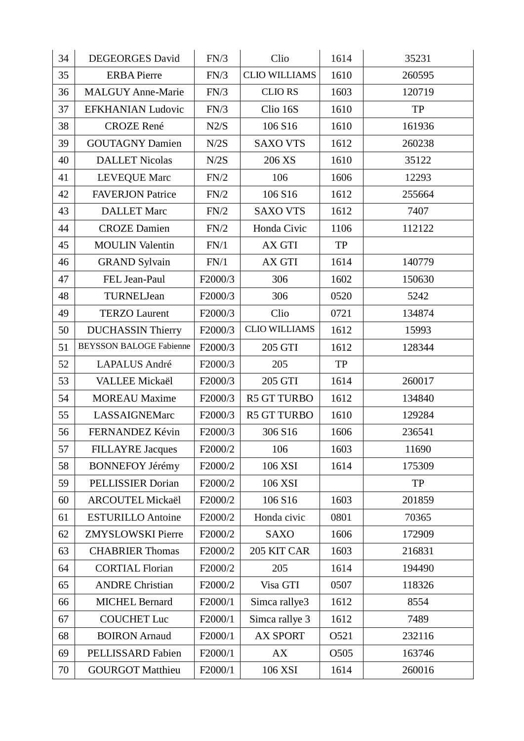| 34 | DEGEORGES David | FN/3 | Clio | 1614 | 35231 |
|---|---|---|---|---|---|
| 35 | ERBA Pierre | FN/3 | CLIO WILLIAMS | 1610 | 260595 |
| 36 | MALGUY Anne-Marie | FN/3 | CLIO RS | 1603 | 120719 |
| 37 | EFKHANIAN Ludovic | FN/3 | Clio 16S | 1610 | TP |
| 38 | CROZE René | N2/S | 106 S16 | 1610 | 161936 |
| 39 | GOUTAGNY Damien | N/2S | SAXO VTS | 1612 | 260238 |
| 40 | DALLET Nicolas | N/2S | 206 XS | 1610 | 35122 |
| 41 | LEVEQUE Marc | FN/2 | 106 | 1606 | 12293 |
| 42 | FAVERJON Patrice | FN/2 | 106 S16 | 1612 | 255664 |
| 43 | DALLET Marc | FN/2 | SAXO VTS | 1612 | 7407 |
| 44 | CROZE Damien | FN/2 | Honda Civic | 1106 | 112122 |
| 45 | MOULIN Valentin | FN/1 | AX GTI | TP | |
| 46 | GRAND Sylvain | FN/1 | AX GTI | 1614 | 140779 |
| 47 | FEL Jean-Paul | F2000/3 | 306 | 1602 | 150630 |
| 48 | TURNELJean | F2000/3 | 306 | 0520 | 5242 |
| 49 | TERZO Laurent | F2000/3 | Clio | 0721 | 134874 |
| 50 | DUCHASSIN Thierry | F2000/3 | CLIO WILLIAMS | 1612 | 15993 |
| 51 | BEYSSON BALOGE Fabienne | F2000/3 | 205 GTI | 1612 | 128344 |
| 52 | LAPALUS André | F2000/3 | 205 | TP | |
| 53 | VALLEE Mickaël | F2000/3 | 205 GTI | 1614 | 260017 |
| 54 | MOREAU Maxime | F2000/3 | R5 GT TURBO | 1612 | 134840 |
| 55 | LASSAIGNEMarc | F2000/3 | R5 GT TURBO | 1610 | 129284 |
| 56 | FERNANDEZ Kévin | F2000/3 | 306 S16 | 1606 | 236541 |
| 57 | FILLAYRE Jacques | F2000/2 | 106 | 1603 | 11690 |
| 58 | BONNEFOY Jérémy | F2000/2 | 106 XSI | 1614 | 175309 |
| 59 | PELLISSIER Dorian | F2000/2 | 106 XSI | | TP |
| 60 | ARCOUTEL Mickaël | F2000/2 | 106 S16 | 1603 | 201859 |
| 61 | ESTURILLO Antoine | F2000/2 | Honda civic | 0801 | 70365 |
| 62 | ZMYSLOWSKI Pierre | F2000/2 | SAXO | 1606 | 172909 |
| 63 | CHABRIER Thomas | F2000/2 | 205 KIT CAR | 1603 | 216831 |
| 64 | CORTIAL Florian | F2000/2 | 205 | 1614 | 194490 |
| 65 | ANDRE Christian | F2000/2 | Visa GTI | 0507 | 118326 |
| 66 | MICHEL Bernard | F2000/1 | Simca rallye3 | 1612 | 8554 |
| 67 | COUCHET Luc | F2000/1 | Simca rallye 3 | 1612 | 7489 |
| 68 | BOIRON Arnaud | F2000/1 | AX SPORT | O521 | 232116 |
| 69 | PELLISSARD Fabien | F2000/1 | AX | O505 | 163746 |
| 70 | GOURGOT Matthieu | F2000/1 | 106 XSI | 1614 | 260016 |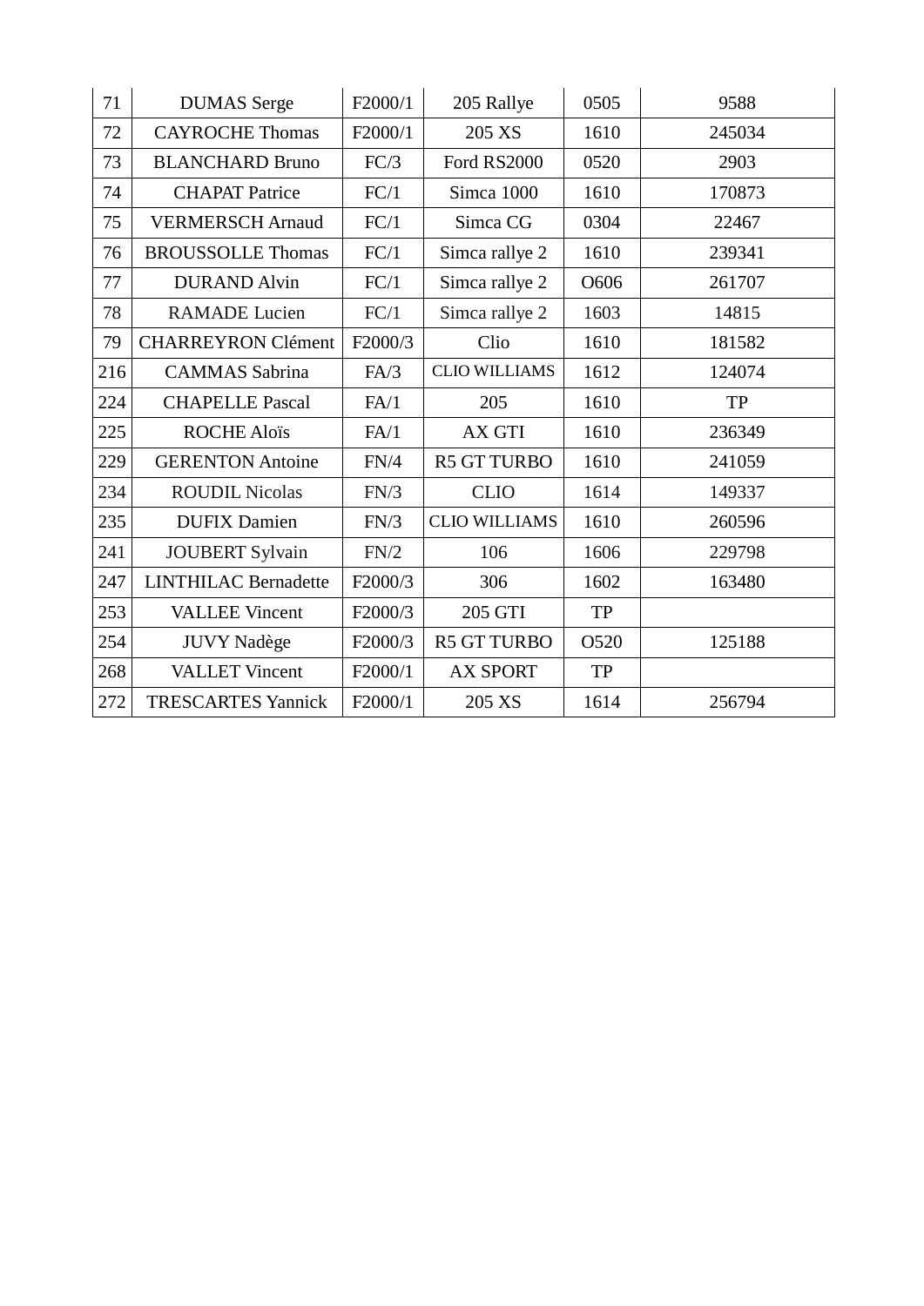| | | | | | |
|---|---|---|---|---|---|
| 71 | DUMAS Serge | F2000/1 | 205 Rallye | 0505 | 9588 |
| 72 | CAYROCHE Thomas | F2000/1 | 205 XS | 1610 | 245034 |
| 73 | BLANCHARD Bruno | FC/3 | Ford RS2000 | 0520 | 2903 |
| 74 | CHAPAT Patrice | FC/1 | Simca 1000 | 1610 | 170873 |
| 75 | VERMERSCH Arnaud | FC/1 | Simca CG | 0304 | 22467 |
| 76 | BROUSSOLLE Thomas | FC/1 | Simca rallye 2 | 1610 | 239341 |
| 77 | DURAND Alvin | FC/1 | Simca rallye 2 | O606 | 261707 |
| 78 | RAMADE Lucien | FC/1 | Simca rallye 2 | 1603 | 14815 |
| 79 | CHARREYRON Clément | F2000/3 | Clio | 1610 | 181582 |
| 216 | CAMMAS Sabrina | FA/3 | CLIO WILLIAMS | 1612 | 124074 |
| 224 | CHAPELLE Pascal | FA/1 | 205 | 1610 | TP |
| 225 | ROCHE Aloïs | FA/1 | AX GTI | 1610 | 236349 |
| 229 | GERENTON Antoine | FN/4 | R5 GT TURBO | 1610 | 241059 |
| 234 | ROUDIL Nicolas | FN/3 | CLIO | 1614 | 149337 |
| 235 | DUFIX Damien | FN/3 | CLIO WILLIAMS | 1610 | 260596 |
| 241 | JOUBERT Sylvain | FN/2 | 106 | 1606 | 229798 |
| 247 | LINTHILAC Bernadette | F2000/3 | 306 | 1602 | 163480 |
| 253 | VALLEE Vincent | F2000/3 | 205 GTI | TP | |
| 254 | JUVY Nadège | F2000/3 | R5 GT TURBO | O520 | 125188 |
| 268 | VALLET Vincent | F2000/1 | AX SPORT | TP | |
| 272 | TRESCARTES Yannick | F2000/1 | 205 XS | 1614 | 256794 |